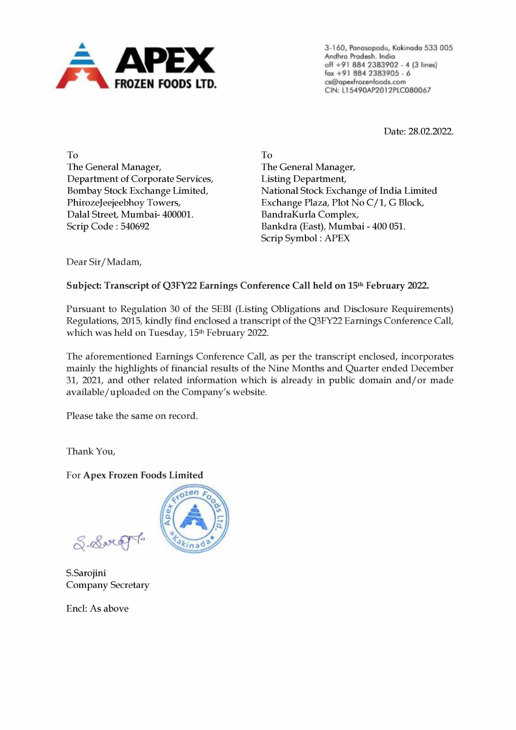**APEX FROZEN FOODS LTD.**

3-160, Panasapadu, Kakinada 533 005
Andhra Pradesh. India
off +91 884 2383902 - 4 (3 lines)
fax +91 884 2383905 - 6
cs@apexfrozenfoods.com
CIN: L15490AP2012PLC080067

Date: 28.02.2022.

To
The General Manager,
Department of Corporate Services,
Bombay Stock Exchange Limited,
PhirozeJeejeebhoy Towers,
Dalal Street, Mumbai- 400001.
Scrip Code : 540692

To
The General Manager,
Listing Department,
National Stock Exchange of India Limited
Exchange Plaza, Plot No C/1, G Block,
BandraKurla Complex,
Bankdra (East), Mumbai - 400 051.
Scrip Symbol : APEX

Dear Sir/Madam,

**Subject: Transcript of Q3FY22 Earnings Conference Call held on 15th February 2022.**

Pursuant to Regulation 30 of the SEBI (Listing Obligations and Disclosure Requirements) Regulations, 2015, kindly find enclosed a transcript of the Q3FY22 Earnings Conference Call, which was held on Tuesday, 15th February 2022.

The aforementioned Earnings Conference Call, as per the transcript enclosed, incorporates mainly the highlights of financial results of the Nine Months and Quarter ended December 31, 2021, and other related information which is already in public domain and/or made available/uploaded on the Company's website.

Please take the same on record.

Thank You,

For **Apex Frozen Foods Limited**

S.Sarojini
Company Secretary

Encl: As above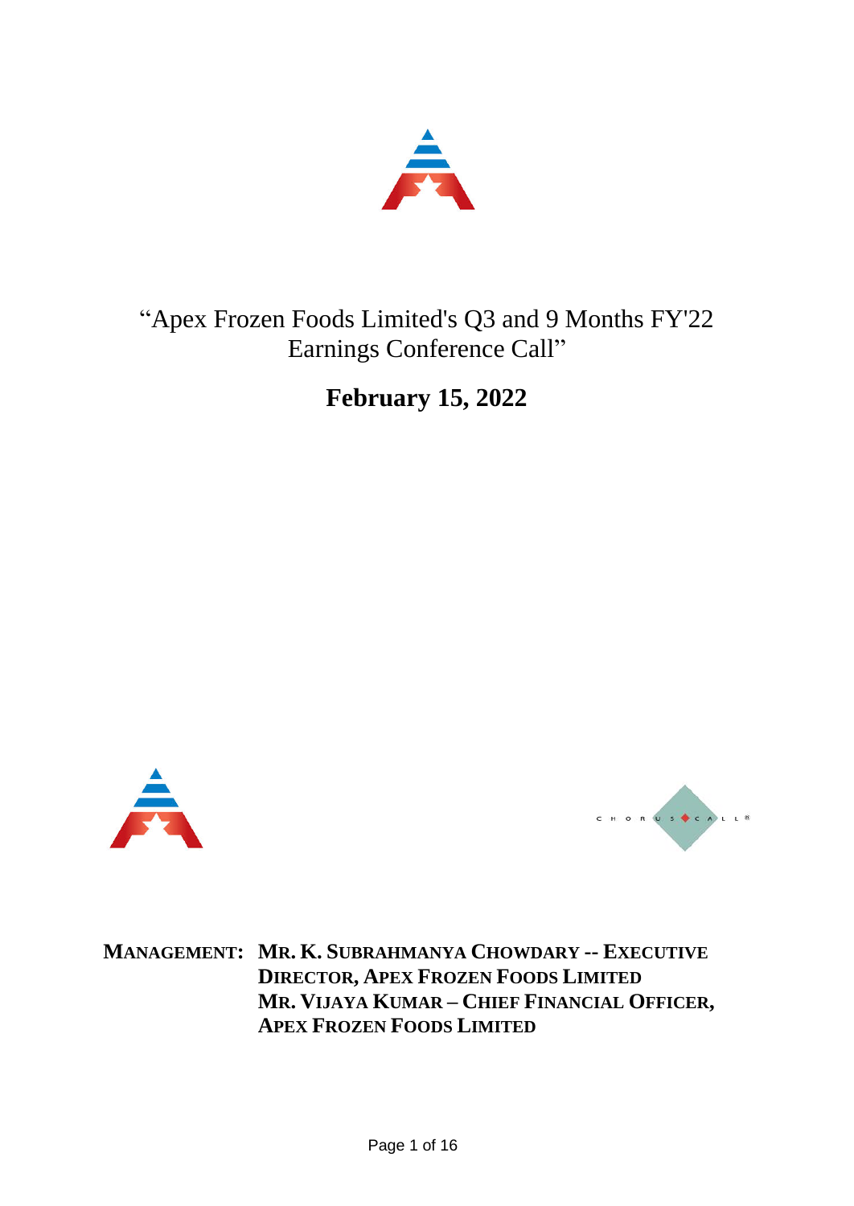"Apex Frozen Foods Limited's Q3 and 9 Months FY'22 Earnings Conference Call"

**February 15, 2022**

**MANAGEMENT:** **MR. K. SUBRAHMANYA CHOWDARY -- EXECUTIVE DIRECTOR, APEX FROZEN FOODS LIMITED**
**MR. VIJAYA KUMAR – CHIEF FINANCIAL OFFICER, APEX FROZEN FOODS LIMITED**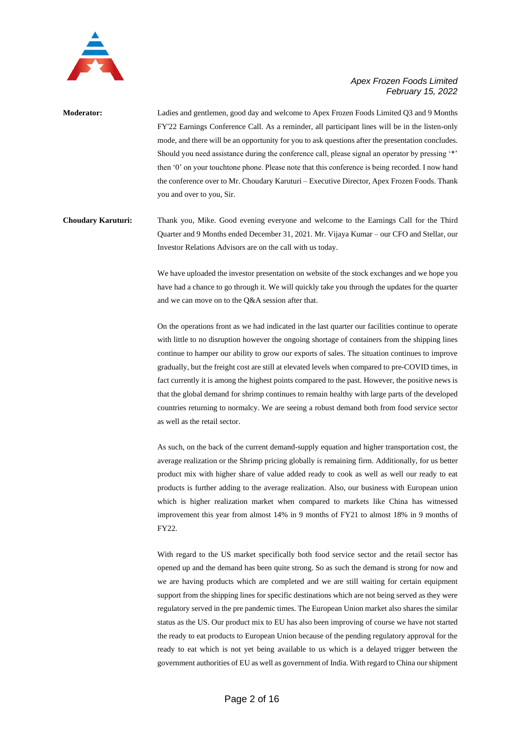**Moderator:** Ladies and gentlemen, good day and welcome to Apex Frozen Foods Limited Q3 and 9 Months FY'22 Earnings Conference Call. As a reminder, all participant lines will be in the listen-only mode, and there will be an opportunity for you to ask questions after the presentation concludes. Should you need assistance during the conference call, please signal an operator by pressing '*' then '0' on your touchtone phone. Please note that this conference is being recorded. I now hand the conference over to Mr. Choudary Karuturi – Executive Director, Apex Frozen Foods. Thank you and over to you, Sir.

**Choudary Karuturi:** Thank you, Mike. Good evening everyone and welcome to the Earnings Call for the Third Quarter and 9 Months ended December 31, 2021. Mr. Vijaya Kumar – our CFO and Stellar, our Investor Relations Advisors are on the call with us today.

We have uploaded the investor presentation on website of the stock exchanges and we hope you have had a chance to go through it. We will quickly take you through the updates for the quarter and we can move on to the Q&A session after that.

On the operations front as we had indicated in the last quarter our facilities continue to operate with little to no disruption however the ongoing shortage of containers from the shipping lines continue to hamper our ability to grow our exports of sales. The situation continues to improve gradually, but the freight cost are still at elevated levels when compared to pre-COVID times, in fact currently it is among the highest points compared to the past. However, the positive news is that the global demand for shrimp continues to remain healthy with large parts of the developed countries returning to normalcy. We are seeing a robust demand both from food service sector as well as the retail sector.

As such, on the back of the current demand-supply equation and higher transportation cost, the average realization or the Shrimp pricing globally is remaining firm. Additionally, for us better product mix with higher share of value added ready to cook as well as well our ready to eat products is further adding to the average realization. Also, our business with European union which is higher realization market when compared to markets like China has witnessed improvement this year from almost 14% in 9 months of FY21 to almost 18% in 9 months of FY22.

With regard to the US market specifically both food service sector and the retail sector has opened up and the demand has been quite strong. So as such the demand is strong for now and we are having products which are completed and we are still waiting for certain equipment support from the shipping lines for specific destinations which are not being served as they were regulatory served in the pre pandemic times. The European Union market also shares the similar status as the US. Our product mix to EU has also been improving of course we have not started the ready to eat products to European Union because of the pending regulatory approval for the ready to eat which is not yet being available to us which is a delayed trigger between the government authorities of EU as well as government of India. With regard to China our shipment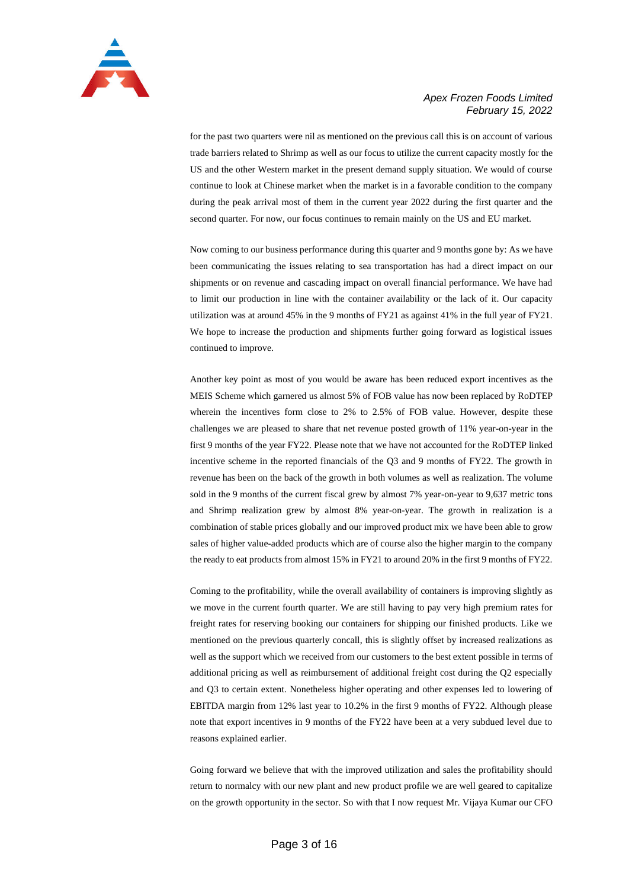for the past two quarters were nil as mentioned on the previous call this is on account of various trade barriers related to Shrimp as well as our focus to utilize the current capacity mostly for the US and the other Western market in the present demand supply situation. We would of course continue to look at Chinese market when the market is in a favorable condition to the company during the peak arrival most of them in the current year 2022 during the first quarter and the second quarter. For now, our focus continues to remain mainly on the US and EU market.

Now coming to our business performance during this quarter and 9 months gone by: As we have been communicating the issues relating to sea transportation has had a direct impact on our shipments or on revenue and cascading impact on overall financial performance. We have had to limit our production in line with the container availability or the lack of it. Our capacity utilization was at around 45% in the 9 months of FY21 as against 41% in the full year of FY21. We hope to increase the production and shipments further going forward as logistical issues continued to improve.

Another key point as most of you would be aware has been reduced export incentives as the MEIS Scheme which garnered us almost 5% of FOB value has now been replaced by RoDTEP wherein the incentives form close to 2% to 2.5% of FOB value. However, despite these challenges we are pleased to share that net revenue posted growth of 11% year-on-year in the first 9 months of the year FY22. Please note that we have not accounted for the RoDTEP linked incentive scheme in the reported financials of the Q3 and 9 months of FY22. The growth in revenue has been on the back of the growth in both volumes as well as realization. The volume sold in the 9 months of the current fiscal grew by almost 7% year-on-year to 9,637 metric tons and Shrimp realization grew by almost 8% year-on-year. The growth in realization is a combination of stable prices globally and our improved product mix we have been able to grow sales of higher value-added products which are of course also the higher margin to the company the ready to eat products from almost 15% in FY21 to around 20% in the first 9 months of FY22.

Coming to the profitability, while the overall availability of containers is improving slightly as we move in the current fourth quarter. We are still having to pay very high premium rates for freight rates for reserving booking our containers for shipping our finished products. Like we mentioned on the previous quarterly concall, this is slightly offset by increased realizations as well as the support which we received from our customers to the best extent possible in terms of additional pricing as well as reimbursement of additional freight cost during the Q2 especially and Q3 to certain extent. Nonetheless higher operating and other expenses led to lowering of EBITDA margin from 12% last year to 10.2% in the first 9 months of FY22. Although please note that export incentives in 9 months of the FY22 have been at a very subdued level due to reasons explained earlier.

Going forward we believe that with the improved utilization and sales the profitability should return to normalcy with our new plant and new product profile we are well geared to capitalize on the growth opportunity in the sector. So with that I now request Mr. Vijaya Kumar our CFO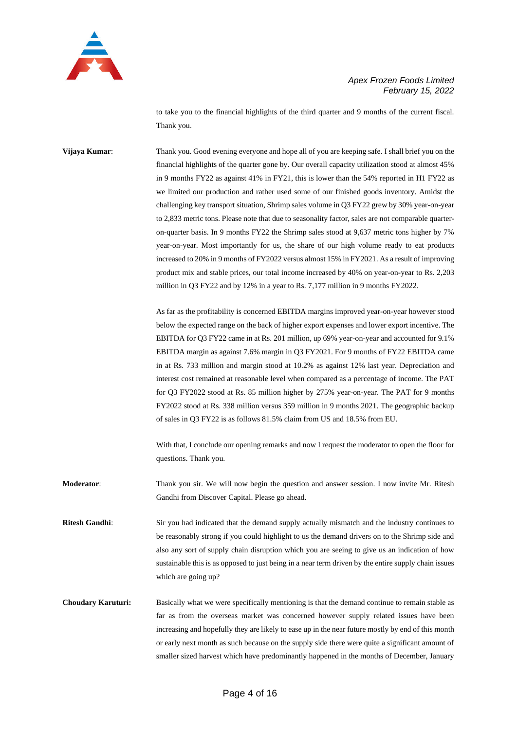to take you to the financial highlights of the third quarter and 9 months of the current fiscal. Thank you.

**Vijaya Kumar**: Thank you. Good evening everyone and hope all of you are keeping safe. I shall brief you on the financial highlights of the quarter gone by. Our overall capacity utilization stood at almost 45% in 9 months FY22 as against 41% in FY21, this is lower than the 54% reported in H1 FY22 as we limited our production and rather used some of our finished goods inventory. Amidst the challenging key transport situation, Shrimp sales volume in Q3 FY22 grew by 30% year-on-year to 2,833 metric tons. Please note that due to seasonality factor, sales are not comparable quarter-on-quarter basis. In 9 months FY22 the Shrimp sales stood at 9,637 metric tons higher by 7% year-on-year. Most importantly for us, the share of our high volume ready to eat products increased to 20% in 9 months of FY2022 versus almost 15% in FY2021. As a result of improving product mix and stable prices, our total income increased by 40% on year-on-year to Rs. 2,203 million in Q3 FY22 and by 12% in a year to Rs. 7,177 million in 9 months FY2022.

As far as the profitability is concerned EBITDA margins improved year-on-year however stood below the expected range on the back of higher export expenses and lower export incentive. The EBITDA for Q3 FY22 came in at Rs. 201 million, up 69% year-on-year and accounted for 9.1% EBITDA margin as against 7.6% margin in Q3 FY2021. For 9 months of FY22 EBITDA came in at Rs. 733 million and margin stood at 10.2% as against 12% last year. Depreciation and interest cost remained at reasonable level when compared as a percentage of income. The PAT for Q3 FY2022 stood at Rs. 85 million higher by 275% year-on-year. The PAT for 9 months FY2022 stood at Rs. 338 million versus 359 million in 9 months 2021. The geographic backup of sales in Q3 FY22 is as follows 81.5% claim from US and 18.5% from EU.

With that, I conclude our opening remarks and now I request the moderator to open the floor for questions. Thank you.

**Moderator**: Thank you sir. We will now begin the question and answer session. I now invite Mr. Ritesh Gandhi from Discover Capital. Please go ahead.

**Ritesh Gandhi**: Sir you had indicated that the demand supply actually mismatch and the industry continues to be reasonably strong if you could highlight to us the demand drivers on to the Shrimp side and also any sort of supply chain disruption which you are seeing to give us an indication of how sustainable this is as opposed to just being in a near term driven by the entire supply chain issues which are going up?

**Choudary Karuturi:** Basically what we were specifically mentioning is that the demand continue to remain stable as far as from the overseas market was concerned however supply related issues have been increasing and hopefully they are likely to ease up in the near future mostly by end of this month or early next month as such because on the supply side there were quite a significant amount of smaller sized harvest which have predominantly happened in the months of December, January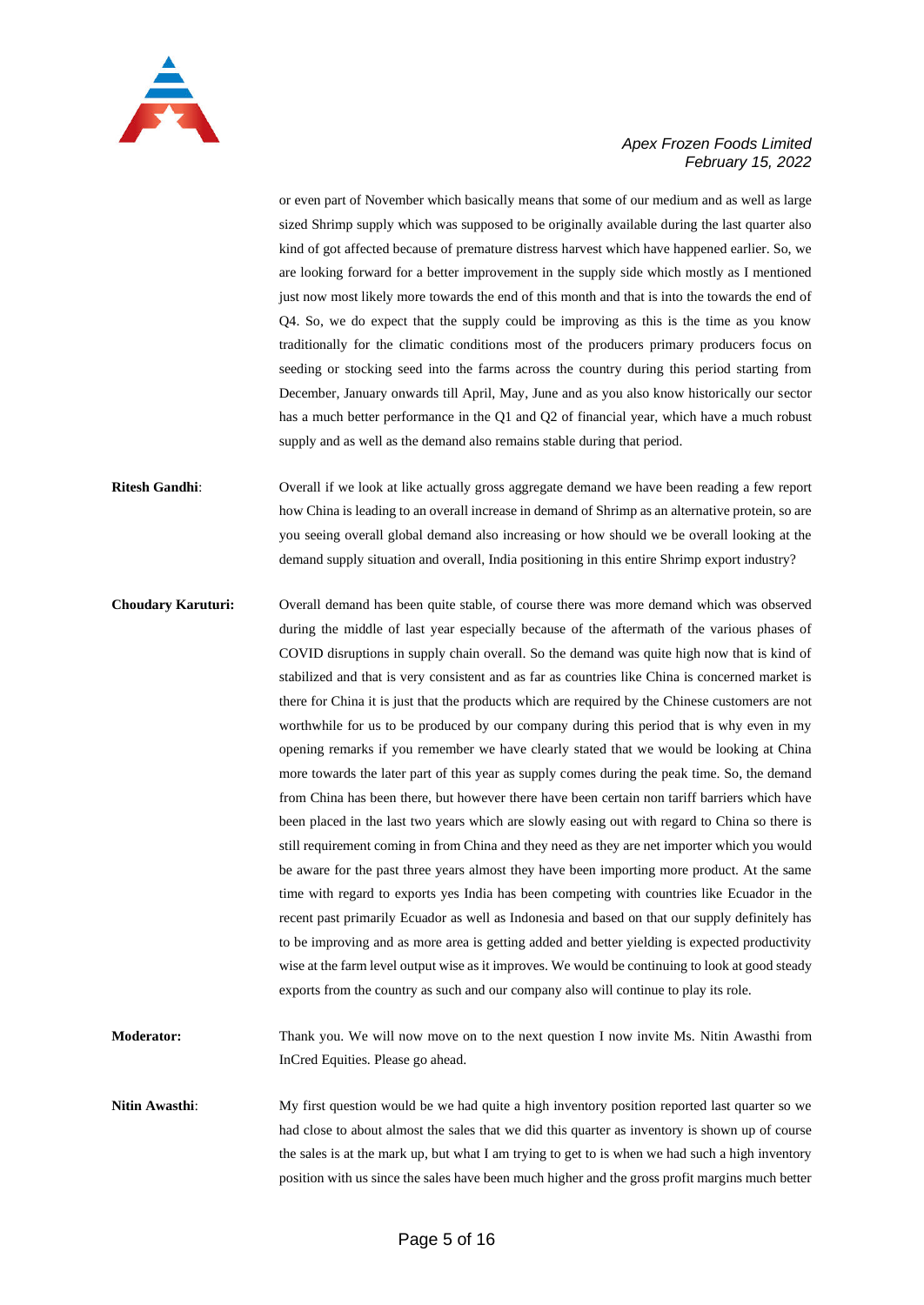or even part of November which basically means that some of our medium and as well as large sized Shrimp supply which was supposed to be originally available during the last quarter also kind of got affected because of premature distress harvest which have happened earlier. So, we are looking forward for a better improvement in the supply side which mostly as I mentioned just now most likely more towards the end of this month and that is into the towards the end of Q4. So, we do expect that the supply could be improving as this is the time as you know traditionally for the climatic conditions most of the producers primary producers focus on seeding or stocking seed into the farms across the country during this period starting from December, January onwards till April, May, June and as you also know historically our sector has a much better performance in the Q1 and Q2 of financial year, which have a much robust supply and as well as the demand also remains stable during that period.

**Ritesh Gandhi**: Overall if we look at like actually gross aggregate demand we have been reading a few report how China is leading to an overall increase in demand of Shrimp as an alternative protein, so are you seeing overall global demand also increasing or how should we be overall looking at the demand supply situation and overall, India positioning in this entire Shrimp export industry?

**Choudary Karuturi:** Overall demand has been quite stable, of course there was more demand which was observed during the middle of last year especially because of the aftermath of the various phases of COVID disruptions in supply chain overall. So the demand was quite high now that is kind of stabilized and that is very consistent and as far as countries like China is concerned market is there for China it is just that the products which are required by the Chinese customers are not worthwhile for us to be produced by our company during this period that is why even in my opening remarks if you remember we have clearly stated that we would be looking at China more towards the later part of this year as supply comes during the peak time. So, the demand from China has been there, but however there have been certain non tariff barriers which have been placed in the last two years which are slowly easing out with regard to China so there is still requirement coming in from China and they need as they are net importer which you would be aware for the past three years almost they have been importing more product. At the same time with regard to exports yes India has been competing with countries like Ecuador in the recent past primarily Ecuador as well as Indonesia and based on that our supply definitely has to be improving and as more area is getting added and better yielding is expected productivity wise at the farm level output wise as it improves. We would be continuing to look at good steady exports from the country as such and our company also will continue to play its role.

**Moderator:** Thank you. We will now move on to the next question I now invite Ms. Nitin Awasthi from InCred Equities. Please go ahead.

**Nitin Awasthi**: My first question would be we had quite a high inventory position reported last quarter so we had close to about almost the sales that we did this quarter as inventory is shown up of course the sales is at the mark up, but what I am trying to get to is when we had such a high inventory position with us since the sales have been much higher and the gross profit margins much better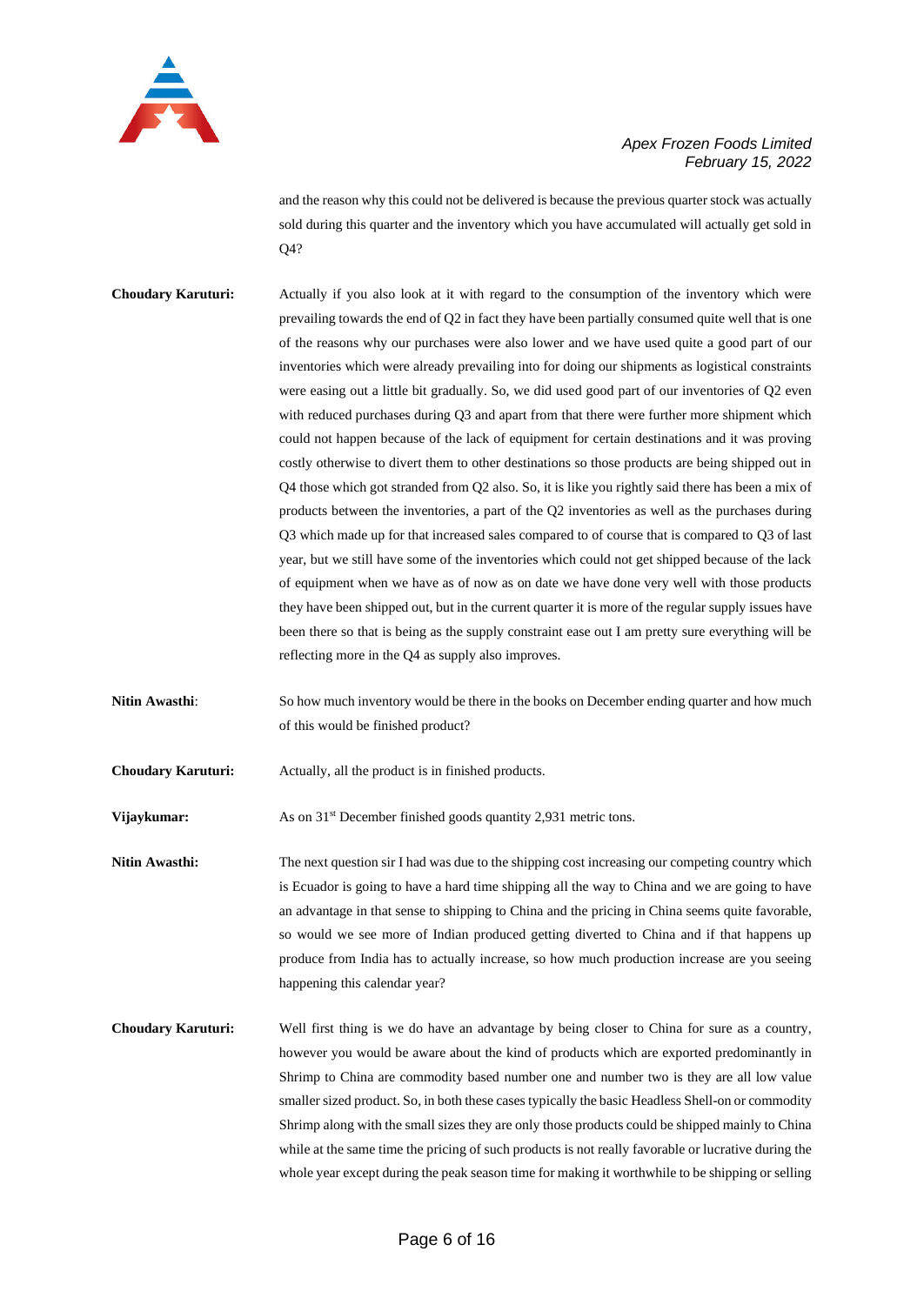and the reason why this could not be delivered is because the previous quarter stock was actually sold during this quarter and the inventory which you have accumulated will actually get sold in Q4?

**Choudary Karuturi:** Actually if you also look at it with regard to the consumption of the inventory which were prevailing towards the end of Q2 in fact they have been partially consumed quite well that is one of the reasons why our purchases were also lower and we have used quite a good part of our inventories which were already prevailing into for doing our shipments as logistical constraints were easing out a little bit gradually. So, we did used good part of our inventories of Q2 even with reduced purchases during Q3 and apart from that there were further more shipment which could not happen because of the lack of equipment for certain destinations and it was proving costly otherwise to divert them to other destinations so those products are being shipped out in Q4 those which got stranded from Q2 also. So, it is like you rightly said there has been a mix of products between the inventories, a part of the Q2 inventories as well as the purchases during Q3 which made up for that increased sales compared to of course that is compared to Q3 of last year, but we still have some of the inventories which could not get shipped because of the lack of equipment when we have as of now as on date we have done very well with those products they have been shipped out, but in the current quarter it is more of the regular supply issues have been there so that is being as the supply constraint ease out I am pretty sure everything will be reflecting more in the Q4 as supply also improves.

**Nitin Awasthi**: So how much inventory would be there in the books on December ending quarter and how much of this would be finished product?

**Choudary Karuturi:** Actually, all the product is in finished products.

**Vijaykumar:** As on 31st December finished goods quantity 2,931 metric tons.

**Nitin Awasthi:** The next question sir I had was due to the shipping cost increasing our competing country which is Ecuador is going to have a hard time shipping all the way to China and we are going to have an advantage in that sense to shipping to China and the pricing in China seems quite favorable, so would we see more of Indian produced getting diverted to China and if that happens up produce from India has to actually increase, so how much production increase are you seeing happening this calendar year?

**Choudary Karuturi:** Well first thing is we do have an advantage by being closer to China for sure as a country, however you would be aware about the kind of products which are exported predominantly in Shrimp to China are commodity based number one and number two is they are all low value smaller sized product. So, in both these cases typically the basic Headless Shell-on or commodity Shrimp along with the small sizes they are only those products could be shipped mainly to China while at the same time the pricing of such products is not really favorable or lucrative during the whole year except during the peak season time for making it worthwhile to be shipping or selling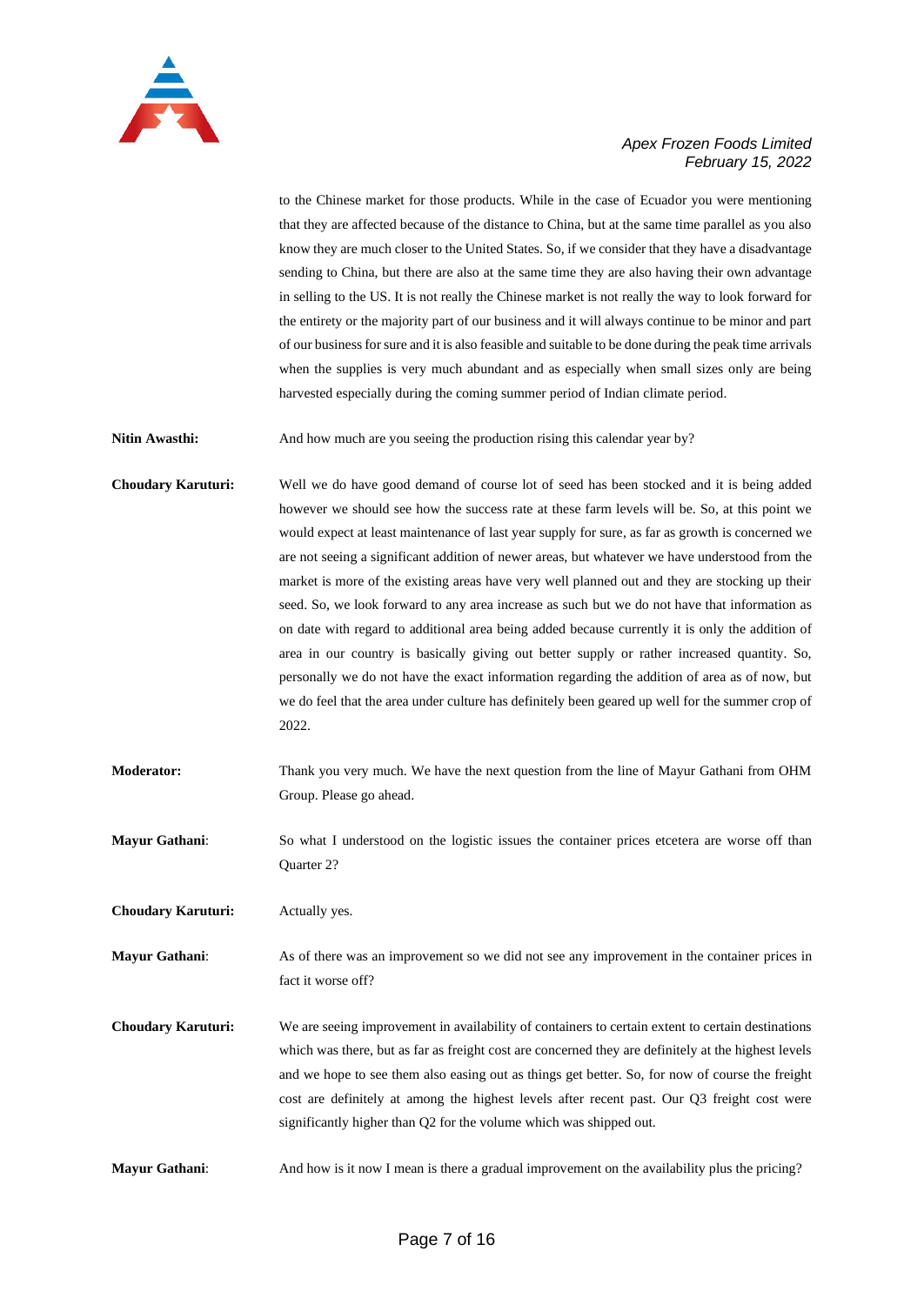to the Chinese market for those products. While in the case of Ecuador you were mentioning that they are affected because of the distance to China, but at the same time parallel as you also know they are much closer to the United States. So, if we consider that they have a disadvantage sending to China, but there are also at the same time they are also having their own advantage in selling to the US. It is not really the Chinese market is not really the way to look forward for the entirety or the majority part of our business and it will always continue to be minor and part of our business for sure and it is also feasible and suitable to be done during the peak time arrivals when the supplies is very much abundant and as especially when small sizes only are being harvested especially during the coming summer period of Indian climate period.

**Nitin Awasthi:** And how much are you seeing the production rising this calendar year by?

**Choudary Karuturi:** Well we do have good demand of course lot of seed has been stocked and it is being added however we should see how the success rate at these farm levels will be. So, at this point we would expect at least maintenance of last year supply for sure, as far as growth is concerned we are not seeing a significant addition of newer areas, but whatever we have understood from the market is more of the existing areas have very well planned out and they are stocking up their seed. So, we look forward to any area increase as such but we do not have that information as on date with regard to additional area being added because currently it is only the addition of area in our country is basically giving out better supply or rather increased quantity. So, personally we do not have the exact information regarding the addition of area as of now, but we do feel that the area under culture has definitely been geared up well for the summer crop of 2022.

**Moderator:** Thank you very much. We have the next question from the line of Mayur Gathani from OHM Group. Please go ahead.

**Mayur Gathani**: So what I understood on the logistic issues the container prices etcetera are worse off than Quarter 2?

**Choudary Karuturi:** Actually yes.

**Mayur Gathani**: As of there was an improvement so we did not see any improvement in the container prices in fact it worse off?

**Choudary Karuturi:** We are seeing improvement in availability of containers to certain extent to certain destinations which was there, but as far as freight cost are concerned they are definitely at the highest levels and we hope to see them also easing out as things get better. So, for now of course the freight cost are definitely at among the highest levels after recent past. Our Q3 freight cost were significantly higher than Q2 for the volume which was shipped out.

**Mayur Gathani**: And how is it now I mean is there a gradual improvement on the availability plus the pricing?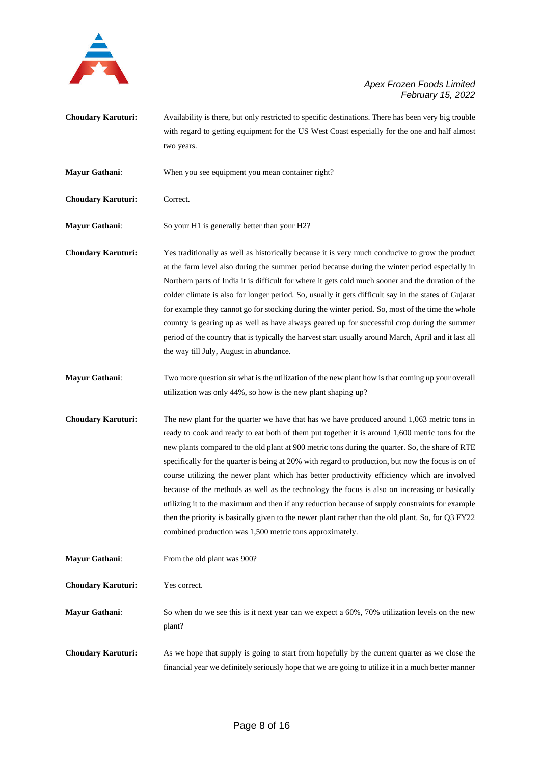**Choudary Karuturi:** Availability is there, but only restricted to specific destinations. There has been very big trouble with regard to getting equipment for the US West Coast especially for the one and half almost two years.

**Mayur Gathani**: When you see equipment you mean container right?

**Choudary Karuturi:** Correct.

**Mayur Gathani**: So your H1 is generally better than your H2?

**Choudary Karuturi:** Yes traditionally as well as historically because it is very much conducive to grow the product at the farm level also during the summer period because during the winter period especially in Northern parts of India it is difficult for where it gets cold much sooner and the duration of the colder climate is also for longer period. So, usually it gets difficult say in the states of Gujarat for example they cannot go for stocking during the winter period. So, most of the time the whole country is gearing up as well as have always geared up for successful crop during the summer period of the country that is typically the harvest start usually around March, April and it last all the way till July, August in abundance.

**Mayur Gathani**: Two more question sir what is the utilization of the new plant how is that coming up your overall utilization was only 44%, so how is the new plant shaping up?

**Choudary Karuturi:** The new plant for the quarter we have that has we have produced around 1,063 metric tons in ready to cook and ready to eat both of them put together it is around 1,600 metric tons for the new plants compared to the old plant at 900 metric tons during the quarter. So, the share of RTE specifically for the quarter is being at 20% with regard to production, but now the focus is on of course utilizing the newer plant which has better productivity efficiency which are involved because of the methods as well as the technology the focus is also on increasing or basically utilizing it to the maximum and then if any reduction because of supply constraints for example then the priority is basically given to the newer plant rather than the old plant. So, for Q3 FY22 combined production was 1,500 metric tons approximately.

**Mayur Gathani**: From the old plant was 900?

**Choudary Karuturi:** Yes correct.

**Mayur Gathani**: So when do we see this is it next year can we expect a 60%, 70% utilization levels on the new plant?

**Choudary Karuturi:** As we hope that supply is going to start from hopefully by the current quarter as we close the financial year we definitely seriously hope that we are going to utilize it in a much better manner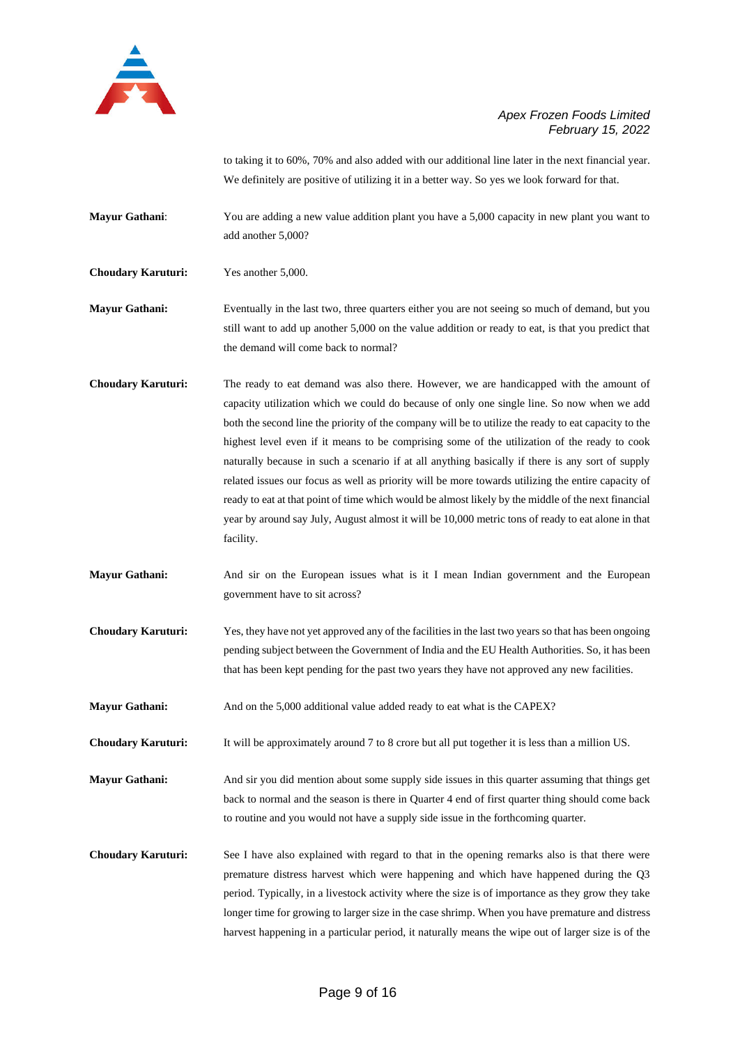to taking it to 60%, 70% and also added with our additional line later in the next financial year. We definitely are positive of utilizing it in a better way. So yes we look forward for that.

**Mayur Gathani**: You are adding a new value addition plant you have a 5,000 capacity in new plant you want to add another 5,000?

**Choudary Karuturi:** Yes another 5,000.

**Mayur Gathani:** Eventually in the last two, three quarters either you are not seeing so much of demand, but you still want to add up another 5,000 on the value addition or ready to eat, is that you predict that the demand will come back to normal?

**Choudary Karuturi:** The ready to eat demand was also there. However, we are handicapped with the amount of capacity utilization which we could do because of only one single line. So now when we add both the second line the priority of the company will be to utilize the ready to eat capacity to the highest level even if it means to be comprising some of the utilization of the ready to cook naturally because in such a scenario if at all anything basically if there is any sort of supply related issues our focus as well as priority will be more towards utilizing the entire capacity of ready to eat at that point of time which would be almost likely by the middle of the next financial year by around say July, August almost it will be 10,000 metric tons of ready to eat alone in that facility.

**Mayur Gathani:** And sir on the European issues what is it I mean Indian government and the European government have to sit across?

**Choudary Karuturi:** Yes, they have not yet approved any of the facilities in the last two years so that has been ongoing pending subject between the Government of India and the EU Health Authorities. So, it has been that has been kept pending for the past two years they have not approved any new facilities.

**Mayur Gathani:** And on the 5,000 additional value added ready to eat what is the CAPEX?

**Choudary Karuturi:** It will be approximately around 7 to 8 crore but all put together it is less than a million US.

**Mayur Gathani:** And sir you did mention about some supply side issues in this quarter assuming that things get back to normal and the season is there in Quarter 4 end of first quarter thing should come back to routine and you would not have a supply side issue in the forthcoming quarter.

**Choudary Karuturi:** See I have also explained with regard to that in the opening remarks also is that there were premature distress harvest which were happening and which have happened during the Q3 period. Typically, in a livestock activity where the size is of importance as they grow they take longer time for growing to larger size in the case shrimp. When you have premature and distress harvest happening in a particular period, it naturally means the wipe out of larger size is of the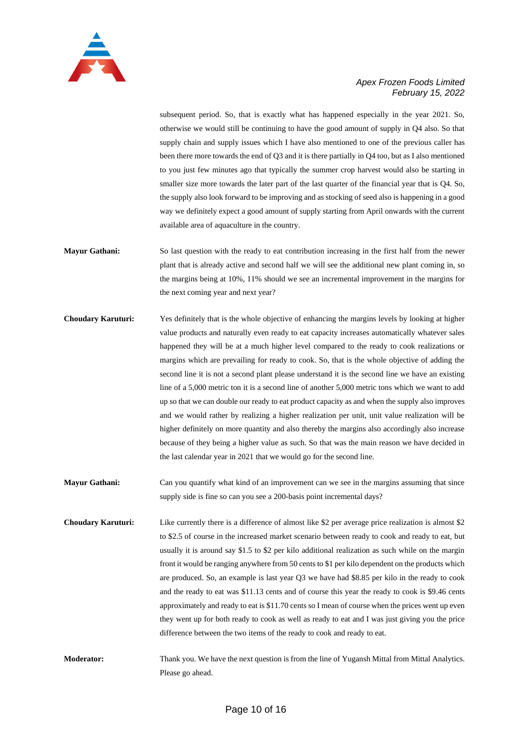subsequent period. So, that is exactly what has happened especially in the year 2021. So, otherwise we would still be continuing to have the good amount of supply in Q4 also. So that supply chain and supply issues which I have also mentioned to one of the previous caller has been there more towards the end of Q3 and it is there partially in Q4 too, but as I also mentioned to you just few minutes ago that typically the summer crop harvest would also be starting in smaller size more towards the later part of the last quarter of the financial year that is Q4. So, the supply also look forward to be improving and as stocking of seed also is happening in a good way we definitely expect a good amount of supply starting from April onwards with the current available area of aquaculture in the country.

**Mayur Gathani:** So last question with the ready to eat contribution increasing in the first half from the newer plant that is already active and second half we will see the additional new plant coming in, so the margins being at 10%, 11% should we see an incremental improvement in the margins for the next coming year and next year?

**Choudary Karuturi:** Yes definitely that is the whole objective of enhancing the margins levels by looking at higher value products and naturally even ready to eat capacity increases automatically whatever sales happened they will be at a much higher level compared to the ready to cook realizations or margins which are prevailing for ready to cook. So, that is the whole objective of adding the second line it is not a second plant please understand it is the second line we have an existing line of a 5,000 metric ton it is a second line of another 5,000 metric tons which we want to add up so that we can double our ready to eat product capacity as and when the supply also improves and we would rather by realizing a higher realization per unit, unit value realization will be higher definitely on more quantity and also thereby the margins also accordingly also increase because of they being a higher value as such. So that was the main reason we have decided in the last calendar year in 2021 that we would go for the second line.

**Mayur Gathani:** Can you quantify what kind of an improvement can we see in the margins assuming that since supply side is fine so can you see a 200-basis point incremental days?

**Choudary Karuturi:** Like currently there is a difference of almost like $2 per average price realization is almost $2 to $2.5 of course in the increased market scenario between ready to cook and ready to eat, but usually it is around say $1.5 to $2 per kilo additional realization as such while on the margin front it would be ranging anywhere from 50 cents to $1 per kilo dependent on the products which are produced. So, an example is last year Q3 we have had $8.85 per kilo in the ready to cook and the ready to eat was $11.13 cents and of course this year the ready to cook is $9.46 cents approximately and ready to eat is $11.70 cents so I mean of course when the prices went up even they went up for both ready to cook as well as ready to eat and I was just giving you the price difference between the two items of the ready to cook and ready to eat.

**Moderator:** Thank you. We have the next question is from the line of Yugansh Mittal from Mittal Analytics. Please go ahead.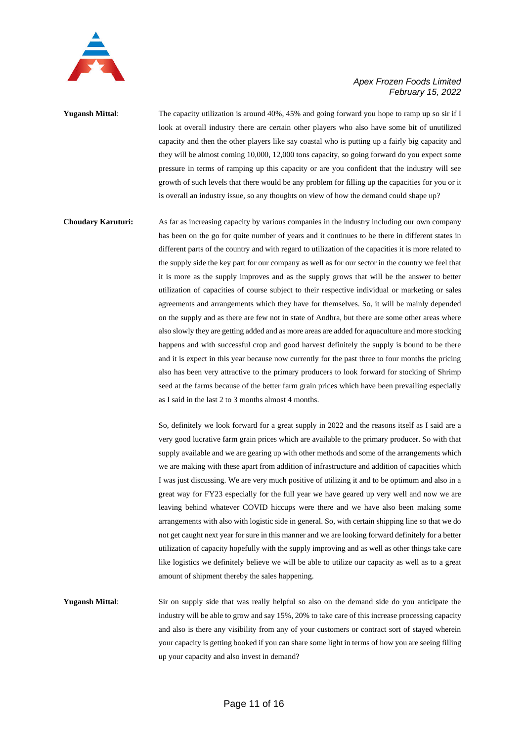**Yugansh Mittal**: The capacity utilization is around 40%, 45% and going forward you hope to ramp up so sir if I look at overall industry there are certain other players who also have some bit of unutilized capacity and then the other players like say coastal who is putting up a fairly big capacity and they will be almost coming 10,000, 12,000 tons capacity, so going forward do you expect some pressure in terms of ramping up this capacity or are you confident that the industry will see growth of such levels that there would be any problem for filling up the capacities for you or it is overall an industry issue, so any thoughts on view of how the demand could shape up?

**Choudary Karuturi:** As far as increasing capacity by various companies in the industry including our own company has been on the go for quite number of years and it continues to be there in different states in different parts of the country and with regard to utilization of the capacities it is more related to the supply side the key part for our company as well as for our sector in the country we feel that it is more as the supply improves and as the supply grows that will be the answer to better utilization of capacities of course subject to their respective individual or marketing or sales agreements and arrangements which they have for themselves. So, it will be mainly depended on the supply and as there are few not in state of Andhra, but there are some other areas where also slowly they are getting added and as more areas are added for aquaculture and more stocking happens and with successful crop and good harvest definitely the supply is bound to be there and it is expect in this year because now currently for the past three to four months the pricing also has been very attractive to the primary producers to look forward for stocking of Shrimp seed at the farms because of the better farm grain prices which have been prevailing especially as I said in the last 2 to 3 months almost 4 months.

So, definitely we look forward for a great supply in 2022 and the reasons itself as I said are a very good lucrative farm grain prices which are available to the primary producer. So with that supply available and we are gearing up with other methods and some of the arrangements which we are making with these apart from addition of infrastructure and addition of capacities which I was just discussing. We are very much positive of utilizing it and to be optimum and also in a great way for FY23 especially for the full year we have geared up very well and now we are leaving behind whatever COVID hiccups were there and we have also been making some arrangements with also with logistic side in general. So, with certain shipping line so that we do not get caught next year for sure in this manner and we are looking forward definitely for a better utilization of capacity hopefully with the supply improving and as well as other things take care like logistics we definitely believe we will be able to utilize our capacity as well as to a great amount of shipment thereby the sales happening.

**Yugansh Mittal**: Sir on supply side that was really helpful so also on the demand side do you anticipate the industry will be able to grow and say 15%, 20% to take care of this increase processing capacity and also is there any visibility from any of your customers or contract sort of stayed wherein your capacity is getting booked if you can share some light in terms of how you are seeing filling up your capacity and also invest in demand?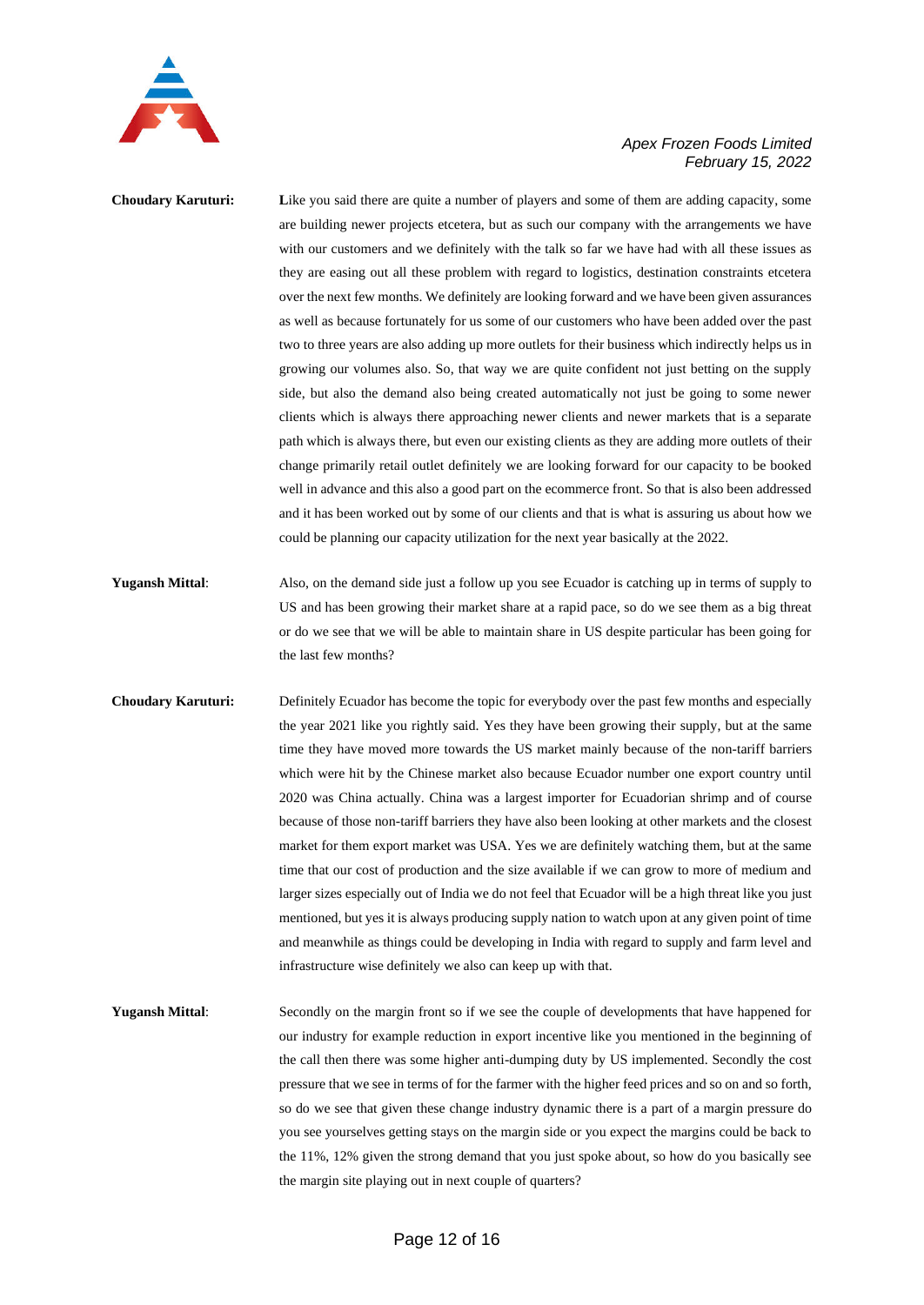**Choudary Karuturi:** Like you said there are quite a number of players and some of them are adding capacity, some are building newer projects etcetera, but as such our company with the arrangements we have with our customers and we definitely with the talk so far we have had with all these issues as they are easing out all these problem with regard to logistics, destination constraints etcetera over the next few months. We definitely are looking forward and we have been given assurances as well as because fortunately for us some of our customers who have been added over the past two to three years are also adding up more outlets for their business which indirectly helps us in growing our volumes also. So, that way we are quite confident not just betting on the supply side, but also the demand also being created automatically not just be going to some newer clients which is always there approaching newer clients and newer markets that is a separate path which is always there, but even our existing clients as they are adding more outlets of their change primarily retail outlet definitely we are looking forward for our capacity to be booked well in advance and this also a good part on the ecommerce front. So that is also been addressed and it has been worked out by some of our clients and that is what is assuring us about how we could be planning our capacity utilization for the next year basically at the 2022.

**Yugansh Mittal**: Also, on the demand side just a follow up you see Ecuador is catching up in terms of supply to US and has been growing their market share at a rapid pace, so do we see them as a big threat or do we see that we will be able to maintain share in US despite particular has been going for the last few months?

**Choudary Karuturi:** Definitely Ecuador has become the topic for everybody over the past few months and especially the year 2021 like you rightly said. Yes they have been growing their supply, but at the same time they have moved more towards the US market mainly because of the non-tariff barriers which were hit by the Chinese market also because Ecuador number one export country until 2020 was China actually. China was a largest importer for Ecuadorian shrimp and of course because of those non-tariff barriers they have also been looking at other markets and the closest market for them export market was USA. Yes we are definitely watching them, but at the same time that our cost of production and the size available if we can grow to more of medium and larger sizes especially out of India we do not feel that Ecuador will be a high threat like you just mentioned, but yes it is always producing supply nation to watch upon at any given point of time and meanwhile as things could be developing in India with regard to supply and farm level and infrastructure wise definitely we also can keep up with that.

**Yugansh Mittal**: Secondly on the margin front so if we see the couple of developments that have happened for our industry for example reduction in export incentive like you mentioned in the beginning of the call then there was some higher anti-dumping duty by US implemented. Secondly the cost pressure that we see in terms of for the farmer with the higher feed prices and so on and so forth, so do we see that given these change industry dynamic there is a part of a margin pressure do you see yourselves getting stays on the margin side or you expect the margins could be back to the 11%, 12% given the strong demand that you just spoke about, so how do you basically see the margin site playing out in next couple of quarters?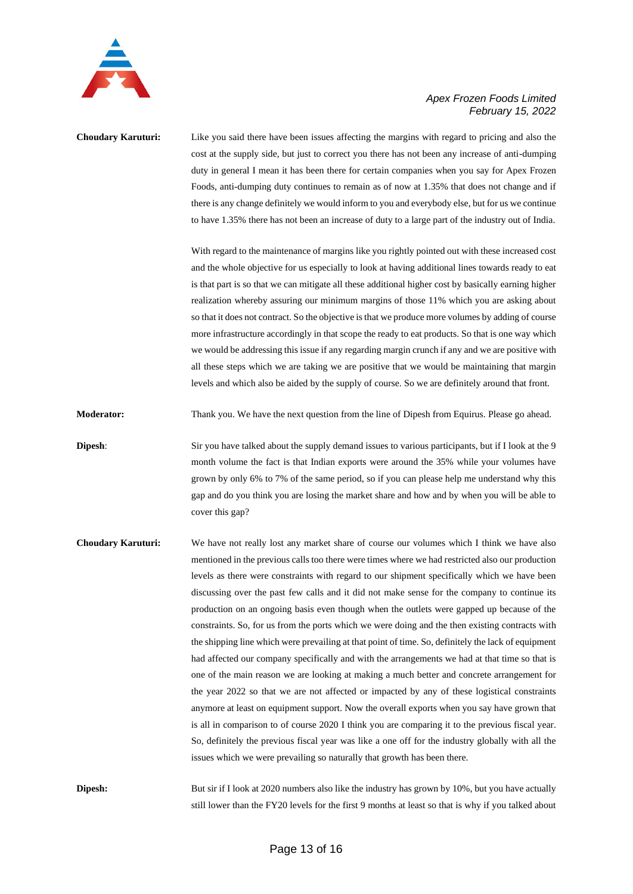**Choudary Karuturi:** Like you said there have been issues affecting the margins with regard to pricing and also the cost at the supply side, but just to correct you there has not been any increase of anti-dumping duty in general I mean it has been there for certain companies when you say for Apex Frozen Foods, anti-dumping duty continues to remain as of now at 1.35% that does not change and if there is any change definitely we would inform to you and everybody else, but for us we continue to have 1.35% there has not been an increase of duty to a large part of the industry out of India.

With regard to the maintenance of margins like you rightly pointed out with these increased cost and the whole objective for us especially to look at having additional lines towards ready to eat is that part is so that we can mitigate all these additional higher cost by basically earning higher realization whereby assuring our minimum margins of those 11% which you are asking about so that it does not contract. So the objective is that we produce more volumes by adding of course more infrastructure accordingly in that scope the ready to eat products. So that is one way which we would be addressing this issue if any regarding margin crunch if any and we are positive with all these steps which we are taking we are positive that we would be maintaining that margin levels and which also be aided by the supply of course. So we are definitely around that front.

**Moderator:** Thank you. We have the next question from the line of Dipesh from Equirus. Please go ahead.

**Dipesh**: Sir you have talked about the supply demand issues to various participants, but if I look at the 9 month volume the fact is that Indian exports were around the 35% while your volumes have grown by only 6% to 7% of the same period, so if you can please help me understand why this gap and do you think you are losing the market share and how and by when you will be able to cover this gap?

**Choudary Karuturi:** We have not really lost any market share of course our volumes which I think we have also mentioned in the previous calls too there were times where we had restricted also our production levels as there were constraints with regard to our shipment specifically which we have been discussing over the past few calls and it did not make sense for the company to continue its production on an ongoing basis even though when the outlets were gapped up because of the constraints. So, for us from the ports which we were doing and the then existing contracts with the shipping line which were prevailing at that point of time. So, definitely the lack of equipment had affected our company specifically and with the arrangements we had at that time so that is one of the main reason we are looking at making a much better and concrete arrangement for the year 2022 so that we are not affected or impacted by any of these logistical constraints anymore at least on equipment support. Now the overall exports when you say have grown that is all in comparison to of course 2020 I think you are comparing it to the previous fiscal year. So, definitely the previous fiscal year was like a one off for the industry globally with all the issues which we were prevailing so naturally that growth has been there.

**Dipesh:** But sir if I look at 2020 numbers also like the industry has grown by 10%, but you have actually still lower than the FY20 levels for the first 9 months at least so that is why if you talked about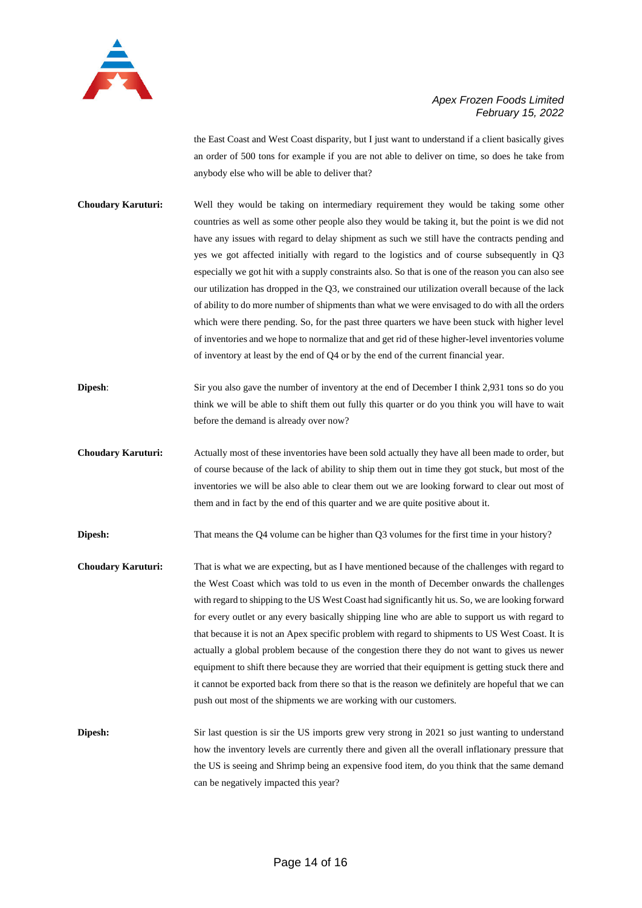the East Coast and West Coast disparity, but I just want to understand if a client basically gives an order of 500 tons for example if you are not able to deliver on time, so does he take from anybody else who will be able to deliver that?

**Choudary Karuturi:** Well they would be taking on intermediary requirement they would be taking some other countries as well as some other people also they would be taking it, but the point is we did not have any issues with regard to delay shipment as such we still have the contracts pending and yes we got affected initially with regard to the logistics and of course subsequently in Q3 especially we got hit with a supply constraints also. So that is one of the reason you can also see our utilization has dropped in the Q3, we constrained our utilization overall because of the lack of ability to do more number of shipments than what we were envisaged to do with all the orders which were there pending. So, for the past three quarters we have been stuck with higher level of inventories and we hope to normalize that and get rid of these higher-level inventories volume of inventory at least by the end of Q4 or by the end of the current financial year.

**Dipesh**: Sir you also gave the number of inventory at the end of December I think 2,931 tons so do you think we will be able to shift them out fully this quarter or do you think you will have to wait before the demand is already over now?

**Choudary Karuturi:** Actually most of these inventories have been sold actually they have all been made to order, but of course because of the lack of ability to ship them out in time they got stuck, but most of the inventories we will be also able to clear them out we are looking forward to clear out most of them and in fact by the end of this quarter and we are quite positive about it.

**Dipesh:** That means the Q4 volume can be higher than Q3 volumes for the first time in your history?

**Choudary Karuturi:** That is what we are expecting, but as I have mentioned because of the challenges with regard to the West Coast which was told to us even in the month of December onwards the challenges with regard to shipping to the US West Coast had significantly hit us. So, we are looking forward for every outlet or any every basically shipping line who are able to support us with regard to that because it is not an Apex specific problem with regard to shipments to US West Coast. It is actually a global problem because of the congestion there they do not want to gives us newer equipment to shift there because they are worried that their equipment is getting stuck there and it cannot be exported back from there so that is the reason we definitely are hopeful that we can push out most of the shipments we are working with our customers.

**Dipesh:** Sir last question is sir the US imports grew very strong in 2021 so just wanting to understand how the inventory levels are currently there and given all the overall inflationary pressure that the US is seeing and Shrimp being an expensive food item, do you think that the same demand can be negatively impacted this year?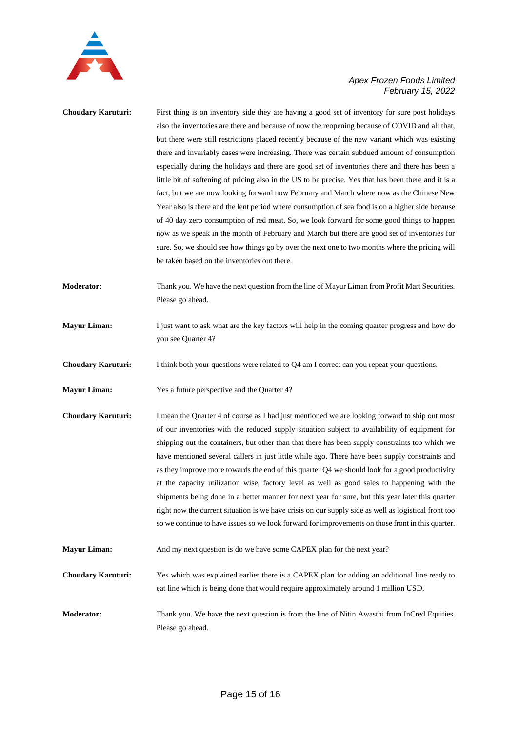**Choudary Karuturi:** First thing is on inventory side they are having a good set of inventory for sure post holidays also the inventories are there and because of now the reopening because of COVID and all that, but there were still restrictions placed recently because of the new variant which was existing there and invariably cases were increasing. There was certain subdued amount of consumption especially during the holidays and there are good set of inventories there and there has been a little bit of softening of pricing also in the US to be precise. Yes that has been there and it is a fact, but we are now looking forward now February and March where now as the Chinese New Year also is there and the lent period where consumption of sea food is on a higher side because of 40 day zero consumption of red meat. So, we look forward for some good things to happen now as we speak in the month of February and March but there are good set of inventories for sure. So, we should see how things go by over the next one to two months where the pricing will be taken based on the inventories out there.

**Moderator:** Thank you. We have the next question from the line of Mayur Liman from Profit Mart Securities. Please go ahead.

**Mayur Liman:** I just want to ask what are the key factors will help in the coming quarter progress and how do you see Quarter 4?

**Choudary Karuturi:** I think both your questions were related to Q4 am I correct can you repeat your questions.

**Mayur Liman:** Yes a future perspective and the Quarter 4?

**Choudary Karuturi:** I mean the Quarter 4 of course as I had just mentioned we are looking forward to ship out most of our inventories with the reduced supply situation subject to availability of equipment for shipping out the containers, but other than that there has been supply constraints too which we have mentioned several callers in just little while ago. There have been supply constraints and as they improve more towards the end of this quarter Q4 we should look for a good productivity at the capacity utilization wise, factory level as well as good sales to happening with the shipments being done in a better manner for next year for sure, but this year later this quarter right now the current situation is we have crisis on our supply side as well as logistical front too so we continue to have issues so we look forward for improvements on those front in this quarter.

**Mayur Liman:** And my next question is do we have some CAPEX plan for the next year?

**Choudary Karuturi:** Yes which was explained earlier there is a CAPEX plan for adding an additional line ready to eat line which is being done that would require approximately around 1 million USD.

**Moderator:** Thank you. We have the next question is from the line of Nitin Awasthi from InCred Equities. Please go ahead.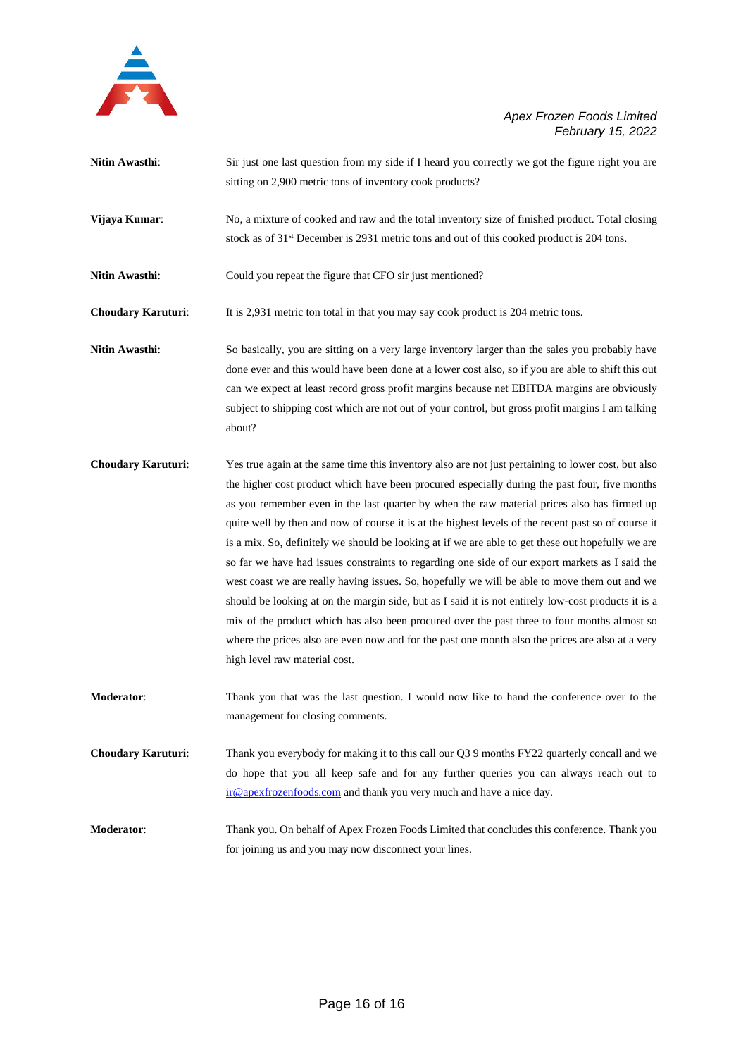**Nitin Awasthi**: Sir just one last question from my side if I heard you correctly we got the figure right you are sitting on 2,900 metric tons of inventory cook products?

**Vijaya Kumar**: No, a mixture of cooked and raw and the total inventory size of finished product. Total closing stock as of 31st December is 2931 metric tons and out of this cooked product is 204 tons.

**Nitin Awasthi**: Could you repeat the figure that CFO sir just mentioned?

**Choudary Karuturi**: It is 2,931 metric ton total in that you may say cook product is 204 metric tons.

**Nitin Awasthi**: So basically, you are sitting on a very large inventory larger than the sales you probably have done ever and this would have been done at a lower cost also, so if you are able to shift this out can we expect at least record gross profit margins because net EBITDA margins are obviously subject to shipping cost which are not out of your control, but gross profit margins I am talking about?

**Choudary Karuturi**: Yes true again at the same time this inventory also are not just pertaining to lower cost, but also the higher cost product which have been procured especially during the past four, five months as you remember even in the last quarter by when the raw material prices also has firmed up quite well by then and now of course it is at the highest levels of the recent past so of course it is a mix. So, definitely we should be looking at if we are able to get these out hopefully we are so far we have had issues constraints to regarding one side of our export markets as I said the west coast we are really having issues. So, hopefully we will be able to move them out and we should be looking at on the margin side, but as I said it is not entirely low-cost products it is a mix of the product which has also been procured over the past three to four months almost so where the prices also are even now and for the past one month also the prices are also at a very high level raw material cost.

**Moderator**: Thank you that was the last question. I would now like to hand the conference over to the management for closing comments.

**Choudary Karuturi**: Thank you everybody for making it to this call our Q3 9 months FY22 quarterly concall and we do hope that you all keep safe and for any further queries you can always reach out to ir@apexfrozenfoods.com and thank you very much and have a nice day.

**Moderator**: Thank you. On behalf of Apex Frozen Foods Limited that concludes this conference. Thank you for joining us and you may now disconnect your lines.